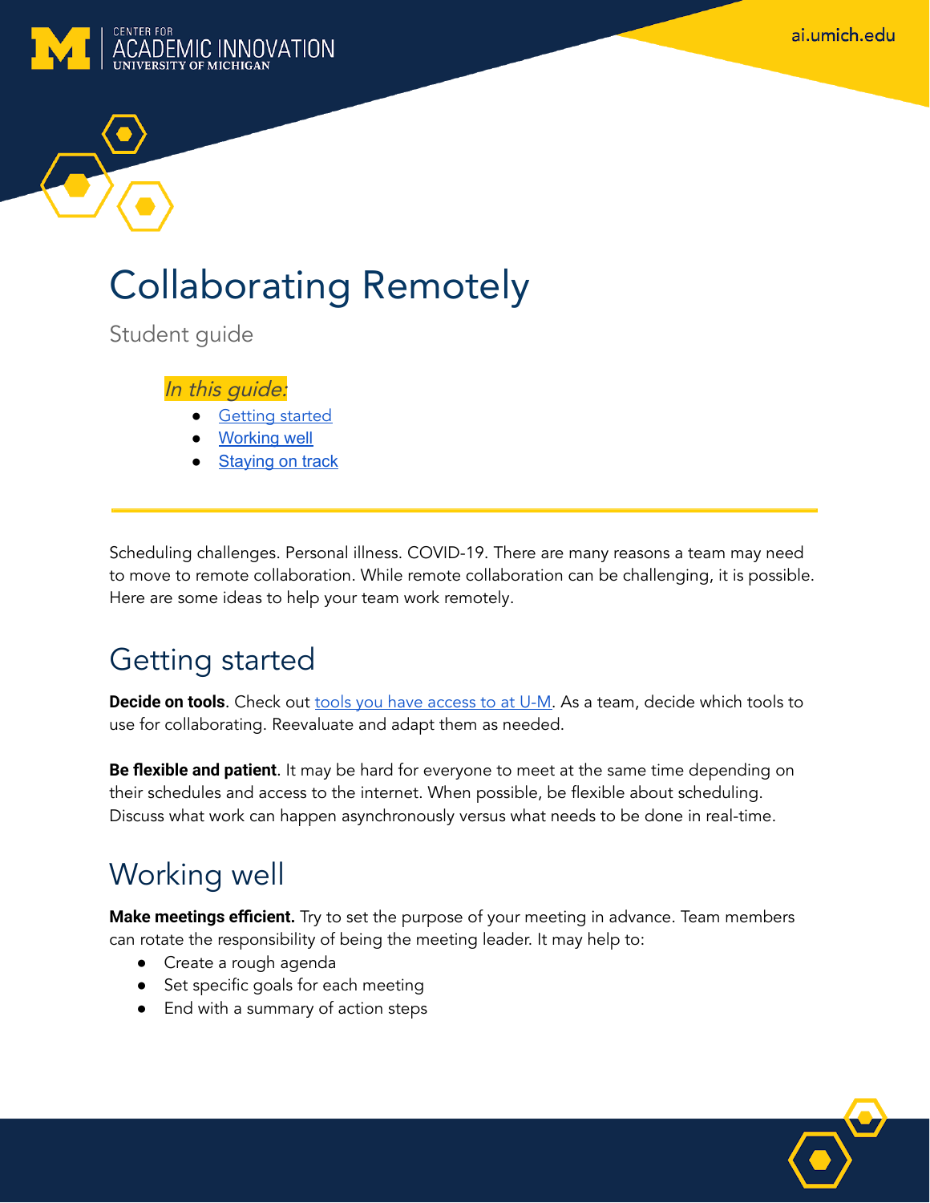# Collaborating Remotely

Student guide

*In this guide:*

- [Getting started](#getting-started)
- [Working well](#working-well)
- [Staying on track](#staying-on-track)

---

Scheduling challenges. Personal illness. COVID-19. There are many reasons a team may need to move to remote collaboration. While remote collaboration can be challenging, it is possible. Here are some ideas to help your team work remotely.

## Getting started

**Decide on tools**. Check out tools you have access to at U-M. As a team, decide which tools to use for collaborating. Reevaluate and adapt them as needed.

**Be flexible and patient**. It may be hard for everyone to meet at the same time depending on their schedules and access to the internet. When possible, be flexible about scheduling. Discuss what work can happen asynchronously versus what needs to be done in real-time.

## Working well

**Make meetings efficient.** Try to set the purpose of your meeting in advance. Team members can rotate the responsibility of being the meeting leader. It may help to:

- Create a rough agenda
- Set specific goals for each meeting
- End with a summary of action steps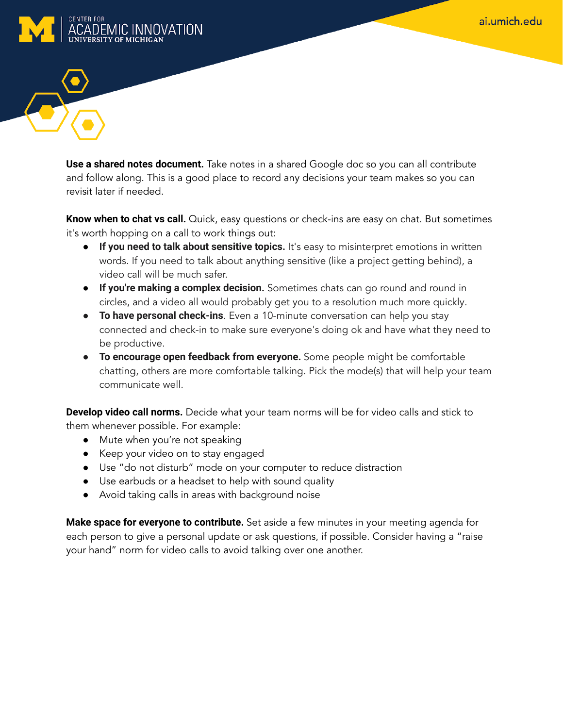**Use a shared notes document.** Take notes in a shared Google doc so you can all contribute and follow along. This is a good place to record any decisions your team makes so you can revisit later if needed.

**Know when to chat vs call.** Quick, easy questions or check-ins are easy on chat. But sometimes it's worth hopping on a call to work things out:

- **If you need to talk about sensitive topics.** It's easy to misinterpret emotions in written words. If you need to talk about anything sensitive (like a project getting behind), a video call will be much safer.
- **If you're making a complex decision.** Sometimes chats can go round and round in circles, and a video all would probably get you to a resolution much more quickly.
- **To have personal check-ins**. Even a 10-minute conversation can help you stay connected and check-in to make sure everyone's doing ok and have what they need to be productive.
- **To encourage open feedback from everyone.** Some people might be comfortable chatting, others are more comfortable talking. Pick the mode(s) that will help your team communicate well.

**Develop video call norms.** Decide what your team norms will be for video calls and stick to them whenever possible. For example:

- Mute when you're not speaking
- Keep your video on to stay engaged
- Use "do not disturb" mode on your computer to reduce distraction
- Use earbuds or a headset to help with sound quality
- Avoid taking calls in areas with background noise

**Make space for everyone to contribute.** Set aside a few minutes in your meeting agenda for each person to give a personal update or ask questions, if possible. Consider having a "raise your hand" norm for video calls to avoid talking over one another.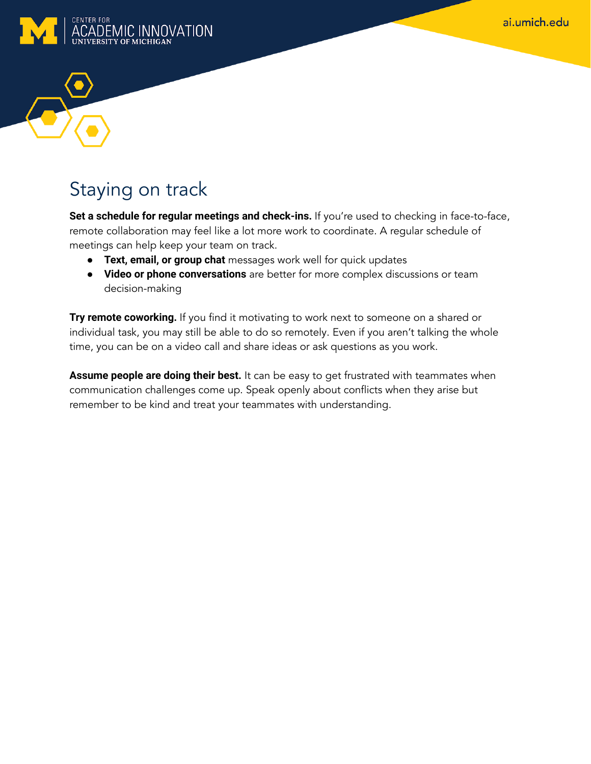## Staying on track

**Set a schedule for regular meetings and check-ins.** If you're used to checking in face-to-face, remote collaboration may feel like a lot more work to coordinate. A regular schedule of meetings can help keep your team on track.

- **Text, email, or group chat** messages work well for quick updates
- **Video or phone conversations** are better for more complex discussions or team decision-making

**Try remote coworking.** If you find it motivating to work next to someone on a shared or individual task, you may still be able to do so remotely. Even if you aren't talking the whole time, you can be on a video call and share ideas or ask questions as you work.

**Assume people are doing their best.** It can be easy to get frustrated with teammates when communication challenges come up. Speak openly about conflicts when they arise but remember to be kind and treat your teammates with understanding.